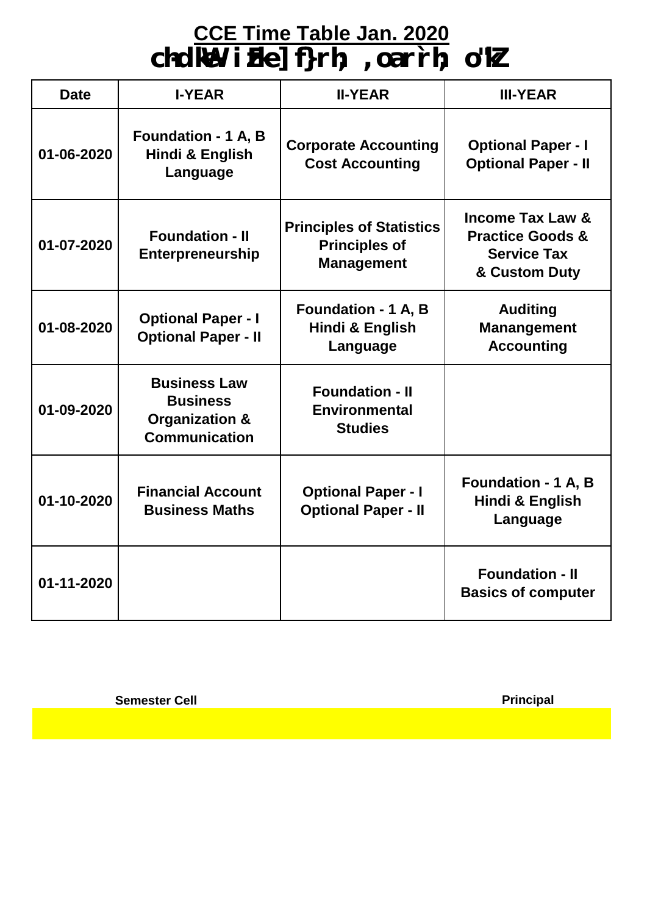# CCE Time Table Jan. 2020

## ch-dkWe- izFke] f}rh; ,oa r`rh; o'kZ

| Date | I-YEAR | II-YEAR | III-YEAR |
|---|---|---|---|
| 01-06-2020 | Foundation - 1 A, B Hindi & English Language | Corporate Accounting Cost Accounting | Optional Paper - I Optional Paper - II |
| 01-07-2020 | Foundation - II Enterpreneurship | Principles of Statistics Principles of Management | Income Tax Law & Practice Goods & Service Tax & Custom Duty |
| 01-08-2020 | Optional Paper - I Optional Paper - II | Foundation - 1 A, B Hindi & English Language | Auditing Manangement Accounting |
| 01-09-2020 | Business Law Business Organization & Communication | Foundation - II Environmental Studies | |
| 01-10-2020 | Financial Account Business Maths | Optional Paper - I Optional Paper - II | Foundation - 1 A, B Hindi & English Language |
| 01-11-2020 | | | Foundation - II Basics of computer |

**Semester Cell** **Principal**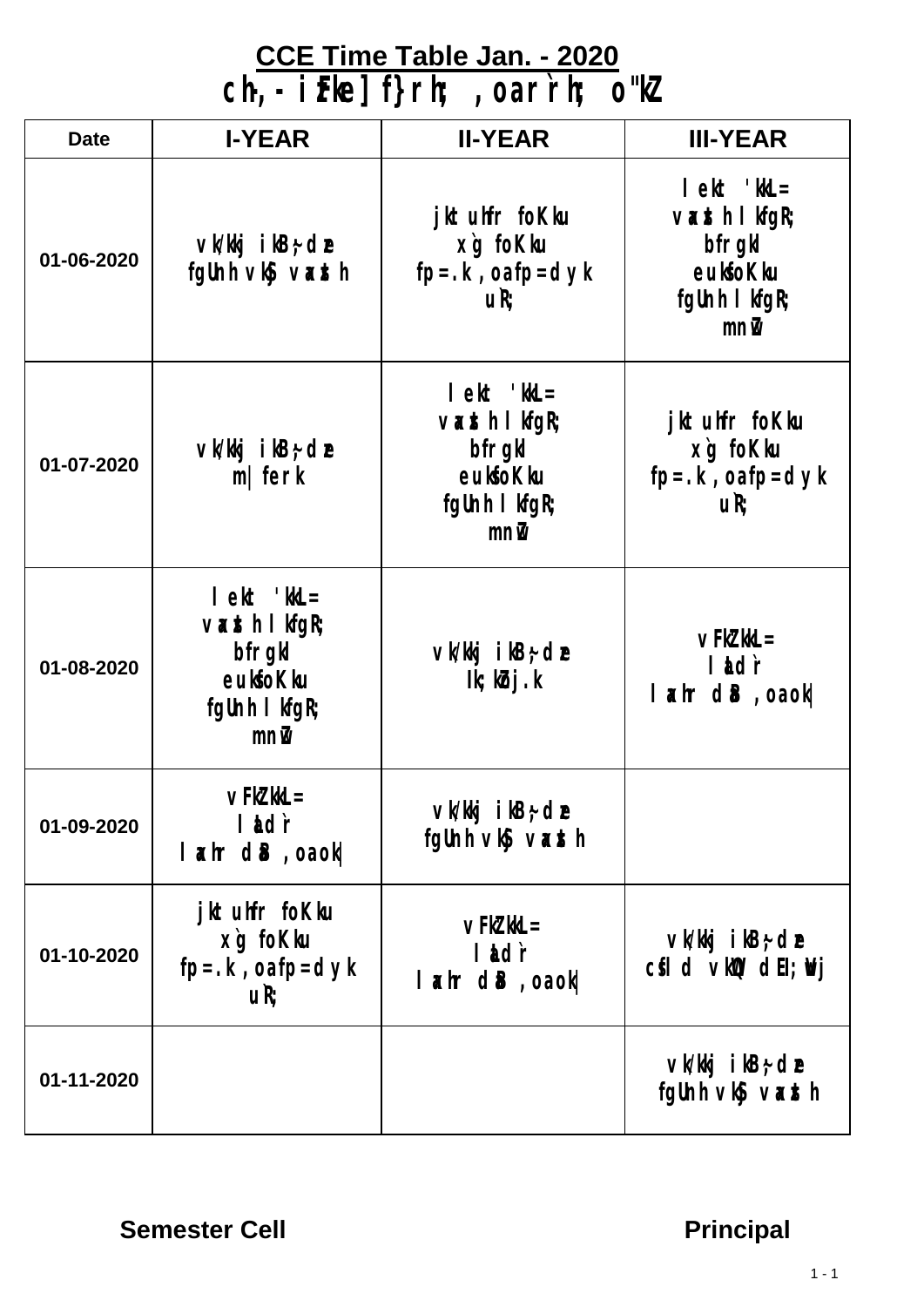# CCE Time Table Jan. - 2020

## ch-,- iFke] f}rh; ,oa r`rh; o"kZ

| Date | I-YEAR | II-YEAR | III-YEAR |
|---|---|---|---|
| 01-06-2020 | vk/kkj ikB~;dze fgUnh vkSj vaxzsth | jktuhfr foKku xg foKku fp=.k ,oa fp=dyk u`R; | lekt 'kkL= vaxzsth lkfgR; bfrgkl eukfoKku fgUnh lkfgR; mnwZ |
| 01-07-2020 | vk/kkj ikB~;dze m|ferk | lekt 'kkL= vaxzsth lkfgR; bfrgkl eukfoKku fgUnh lkfgR; mnwZ | jktuhfr foKku xg foKku fp=.k ,oa fp=dyk u`R; |
| 01-08-2020 | lekt 'kkL= vaxzsth lkfgR; bfrgkl eukfoKku fgUnh lkfgR; mnwZ | vk/kkj ikB~;dze Ik;kZoj.k | vFkZ'kkL= laLd`r laxhr dBa ,oaok| |
| 01-09-2020 | vFkZ'kkL= laLd`r laxhr dBa ,oaok| | vk/kkj ikB~;dze fgUnh vkSj vaxzsth | |
| 01-10-2020 | jktuhfr foKku xg foKku fp=.k ,oa fp=dyk u`R; | vFkZ'kkL= laLd`r laxhr dBa ,oaok| | vk/kkj ikB~;dze cfsld vkQ dEI;wVj |
| 01-11-2020 | | | vk/kkj ikB~;dze fgUnh vkSj vaxzsth |

**Semester Cell** **Principal**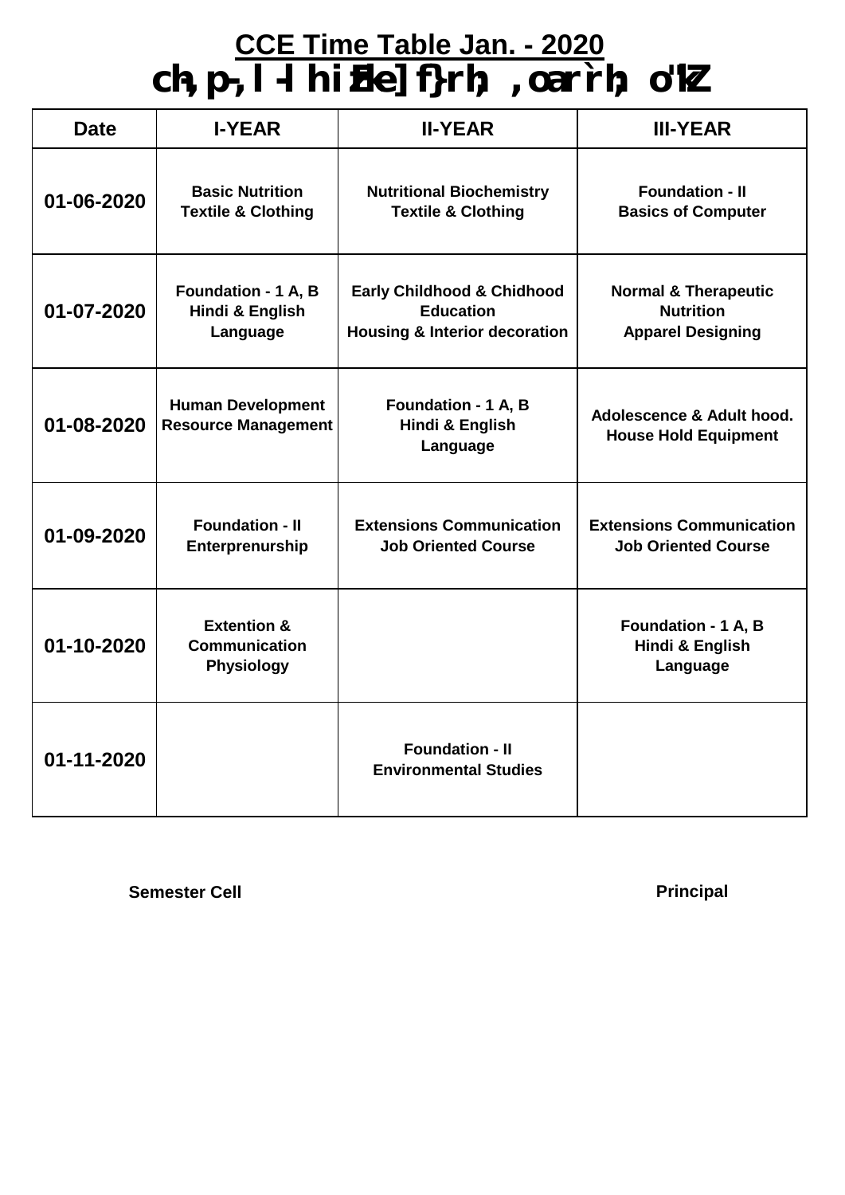# CCE Time Table Jan. - 2020

## ch,p-,l-lh ifjfLFkfr ,oa x`g foKku

| Date | I-YEAR | II-YEAR | III-YEAR |
| --- | --- | --- | --- |
| 01-06-2020 | Basic Nutrition<br>Textile & Clothing | Nutritional Biochemistry<br>Textile & Clothing | Foundation - II<br>Basics of Computer |
| 01-07-2020 | Foundation - 1 A, B<br>Hindi & English<br>Language | Early Childhood & Chidhood<br>Education<br>Housing & Interior decoration | Normal & Therapeutic<br>Nutrition<br>Apparel Designing |
| 01-08-2020 | Human Development<br>Resource Management | Foundation - 1 A, B<br>Hindi & English<br>Language | Adolescence & Adult hood.<br>House Hold Equipment |
| 01-09-2020 | Foundation - II<br>Enterprenurship | Extensions Communication<br>Job Oriented Course | Extensions Communication<br>Job Oriented Course |
| 01-10-2020 | Extention &<br>Communication<br>Physiology | | Foundation - 1 A, B<br>Hindi & English<br>Language |
| 01-11-2020 | | Foundation - II<br>Environmental Studies | |

**Semester Cell**

**Principal**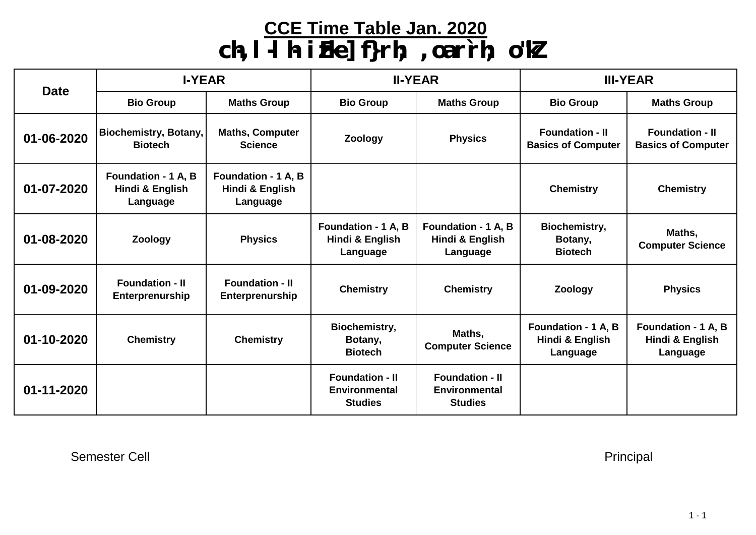# CCE Time Table Jan. 2020

## ch,l-lh- izFke] f}rh; ,oa r`rh; o'kZ

| Date | I-YEAR | | II-YEAR | | III-YEAR | |
|---|---|---|---|---|---|---|
| | Bio Group | Maths Group | Bio Group | Maths Group | Bio Group | Maths Group |
| 01-06-2020 | Biochemistry, Botany, Biotech | Maths, Computer Science | Zoology | Physics | Foundation - II Basics of Computer | Foundation - II Basics of Computer |
| 01-07-2020 | Foundation - 1 A, B Hindi & English Language | Foundation - 1 A, B Hindi & English Language | | | Chemistry | Chemistry |
| 01-08-2020 | Zoology | Physics | Foundation - 1 A, B Hindi & English Language | Foundation - 1 A, B Hindi & English Language | Biochemistry, Botany, Biotech | Maths, Computer Science |
| 01-09-2020 | Foundation - II Enterprenurship | Foundation - II Enterprenurship | Chemistry | Chemistry | Zoology | Physics |
| 01-10-2020 | Chemistry | Chemistry | Biochemistry, Botany, Biotech | Maths, Computer Science | Foundation - 1 A, B Hindi & English Language | Foundation - 1 A, B Hindi & English Language |
| 01-11-2020 | | | Foundation - II Environmental Studies | Foundation - II Environmental Studies | | |

Semester Cell

Principal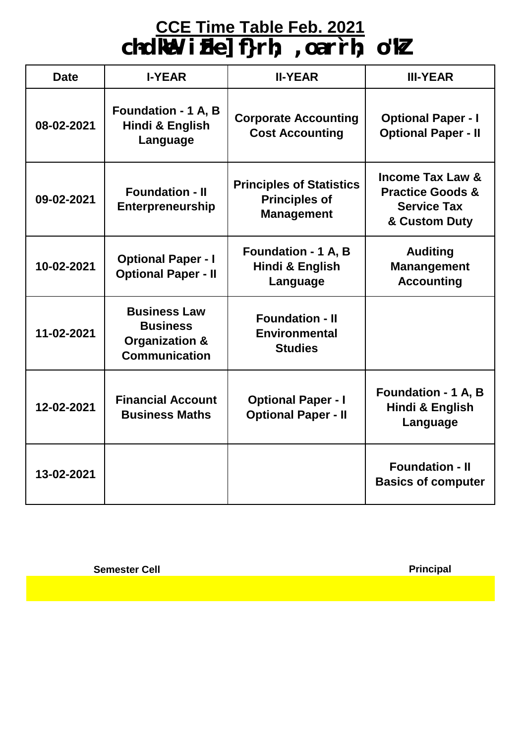# CCE Time Table Feb. 2021

## chdkWe i zFke] f}rh; ,oa r`rh; o"kZ

| Date | I-YEAR | II-YEAR | III-YEAR |
|---|---|---|---|
| 08-02-2021 | Foundation - 1 A, B Hindi & English Language | Corporate Accounting Cost Accounting | Optional Paper - I Optional Paper - II |
| 09-02-2021 | Foundation - II Enterpreneurship | Principles of Statistics Principles of Management | Income Tax Law & Practice Goods & Service Tax & Custom Duty |
| 10-02-2021 | Optional Paper - I Optional Paper - II | Foundation - 1 A, B Hindi & English Language | Auditing Manangement Accounting |
| 11-02-2021 | Business Law Business Organization & Communication | Foundation - II Environmental Studies | |
| 12-02-2021 | Financial Account Business Maths | Optional Paper - I Optional Paper - II | Foundation - 1 A, B Hindi & English Language |
| 13-02-2021 | | | Foundation - II Basics of computer |

**Semester Cell** **Principal**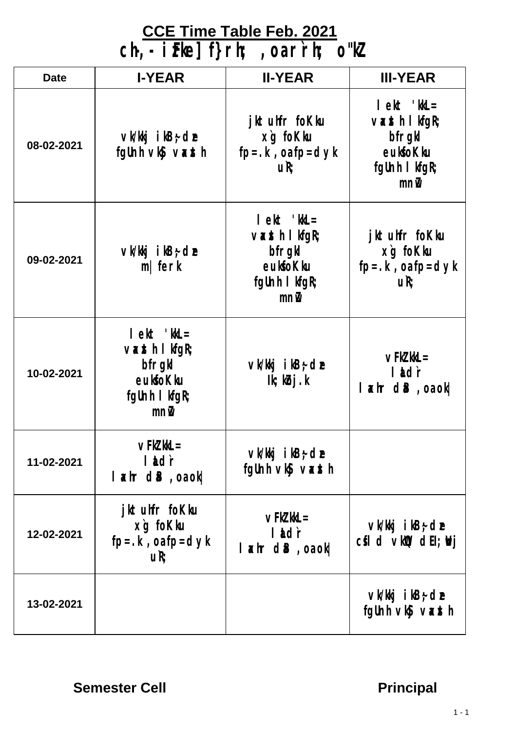# CCE Time Table Feb. 2021

## ch,- i zFke] f}rh; ,oa r`rh; o"kZ

| Date | I-YEAR | II-YEAR | III-YEAR |
|---|---|---|---|
| 08-02-2021 | vk/kkj i kB~; dze fgUnh vk\$ vaxszh | jktuhfr foKku x`g foKku fp=.k ,oa fp=dyk uR; | l ekt 'kkL= vaxszh l kfgR; bfrgkl eukfoKku fgUnh l kfgR; mnwZ |
| 09-02-2021 | vk/kkj i kB~; dze m| ferk | l ekt 'kkL= vaxszh l kfgR; bfrgkl eukfoKku fgUnh l kfgR; mnwZ | jktuhfr foKku x`g foKku fp=.k ,oa fp=dyk uR; |
| 10-02-2021 | l ekt 'kkL= vaxszh l kfgR; bfrgkl eukfoKku fgUnh l kfgR; mnwZ | vk/kkj i kB~; dze lk; kbZj.k | vFkZ'kkL= l adr` l axhr d.B ,oa ok| |
| 11-02-2021 | vFkZ'kkL= l adr` l axhr d.B ,oa ok| | vk/kkj i kB~; dze fgUnh vk\$ vaxszh | |
| 12-02-2021 | jktuhfr foKku x`g foKku fp=.k ,oa fp=dyk uR; | vFkZ'kkL= l adr` l axhr d.B ,oa ok| | vk/kkj i kB~; dze csl d vkWQ dEI; Wj |
| 13-02-2021 | | | vk/kkj i kB~; dze fgUnh vk\$ vaxszh |

**Semester Cell** **Principal**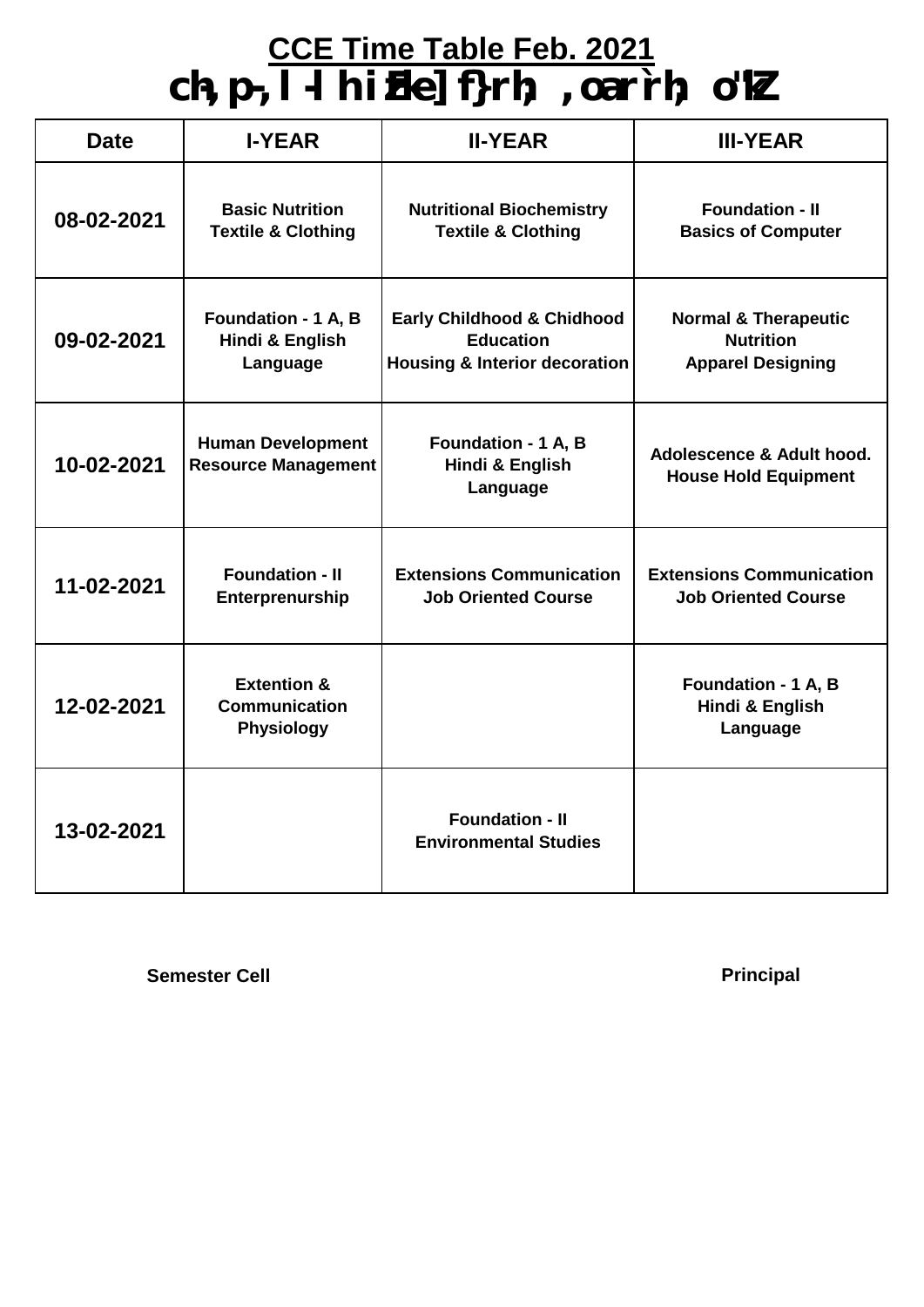# CCE Time Table Feb. 2021

## बी.एच.एस.सी. प्रथम, द्वितीय एवं तृतीय वर्ष

| Date | I-YEAR | II-YEAR | III-YEAR |
|---|---|---|---|
| 08-02-2021 | Basic Nutrition<br>Textile & Clothing | Nutritional Biochemistry<br>Textile & Clothing | Foundation - II<br>Basics of Computer |
| 09-02-2021 | Foundation - 1 A, B<br>Hindi & English<br>Language | Early Childhood & Chidhood<br>Education<br>Housing & Interior decoration | Normal & Therapeutic<br>Nutrition<br>Apparel Designing |
| 10-02-2021 | Human Development<br>Resource Management | Foundation - 1 A, B<br>Hindi & English<br>Language | Adolescence & Adult hood.<br>House Hold Equipment |
| 11-02-2021 | Foundation - II<br>Enterprenurship | Extensions Communication<br>Job Oriented Course | Extensions Communication<br>Job Oriented Course |
| 12-02-2021 | Extention &<br>Communication<br>Physiology | | Foundation - 1 A, B<br>Hindi & English<br>Language |
| 13-02-2021 | | Foundation - II<br>Environmental Studies | |

**Semester Cell** **Principal**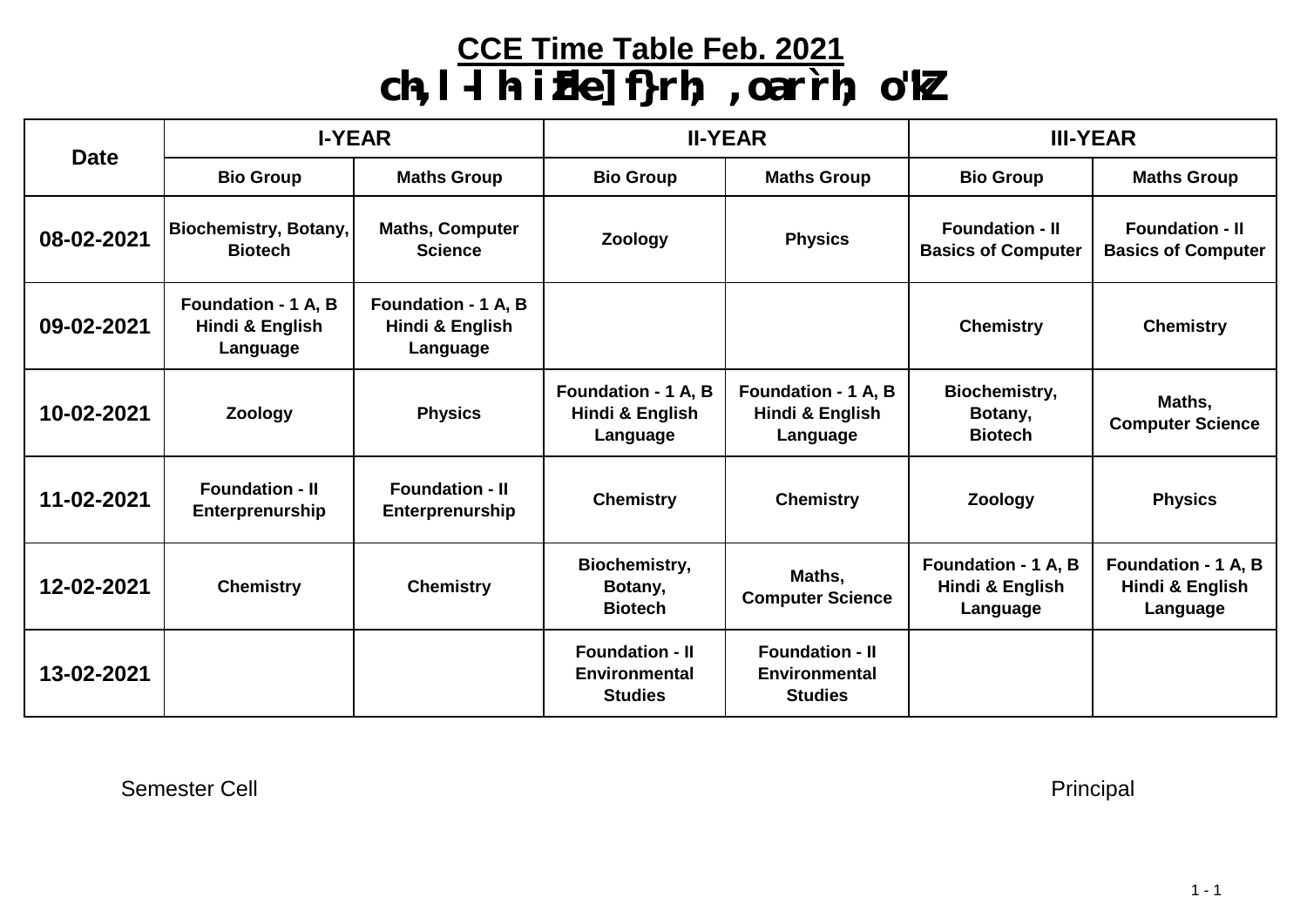# CCE Time Table Feb. 2021

## ch,l-lh- izFke] f}rh; ,oa r`rh; o'kZ

| Date | I-YEAR | | II-YEAR | | III-YEAR | |
|---|---|---|---|---|---|---|
| | **Bio Group** | **Maths Group** | **Bio Group** | **Maths Group** | **Bio Group** | **Maths Group** |
| **08-02-2021** | Biochemistry, Botany, Biotech | Maths, Computer Science | Zoology | Physics | Foundation - II Basics of Computer | Foundation - II Basics of Computer |
| **09-02-2021** | Foundation - 1 A, B Hindi & English Language | Foundation - 1 A, B Hindi & English Language | | | Chemistry | Chemistry |
| **10-02-2021** | Zoology | Physics | Foundation - 1 A, B Hindi & English Language | Foundation - 1 A, B Hindi & English Language | Biochemistry, Botany, Biotech | Maths, Computer Science |
| **11-02-2021** | Foundation - II Enterprenurship | Foundation - II Enterprenurship | Chemistry | Chemistry | Zoology | Physics |
| **12-02-2021** | Chemistry | Chemistry | Biochemistry, Botany, Biotech | Maths, Computer Science | Foundation - 1 A, B Hindi & English Language | Foundation - 1 A, B Hindi & English Language |
| **13-02-2021** | | | Foundation - II Environmental Studies | Foundation - II Environmental Studies | | |

Semester Cell

Principal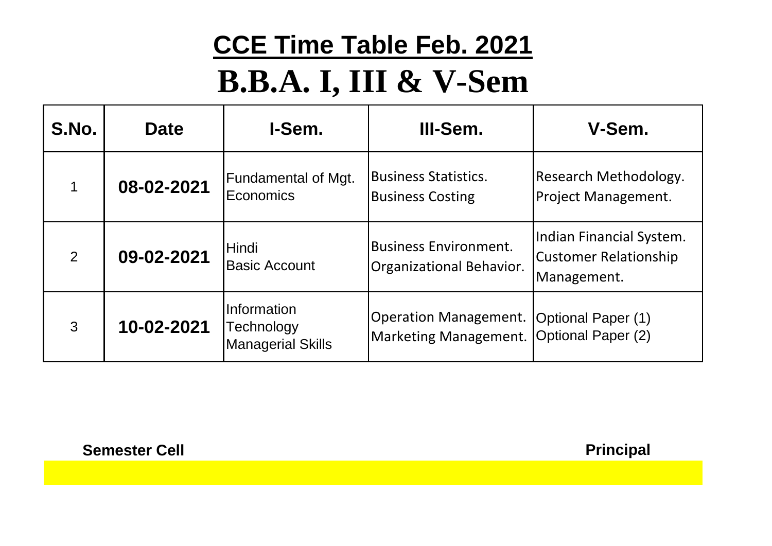# CCE Time Table Feb. 2021

# B.B.A. I, III & V-Sem

| S.No. | Date | I-Sem. | III-Sem. | V-Sem. |
|---|---|---|---|---|
| 1 | **08-02-2021** | Fundamental of Mgt.<br>Economics | Business Statistics.<br>Business Costing | Research Methodology.<br>Project Management. |
| 2 | **09-02-2021** | Hindi<br>Basic Account | Business Environment.<br>Organizational Behavior. | Indian Financial System.<br>Customer Relationship Management. |
| 3 | **10-02-2021** | Information Technology<br>Managerial Skills | Operation Management.<br>Marketing Management. | Optional Paper (1)<br>Optional Paper (2) |

**Semester Cell** **Principal**